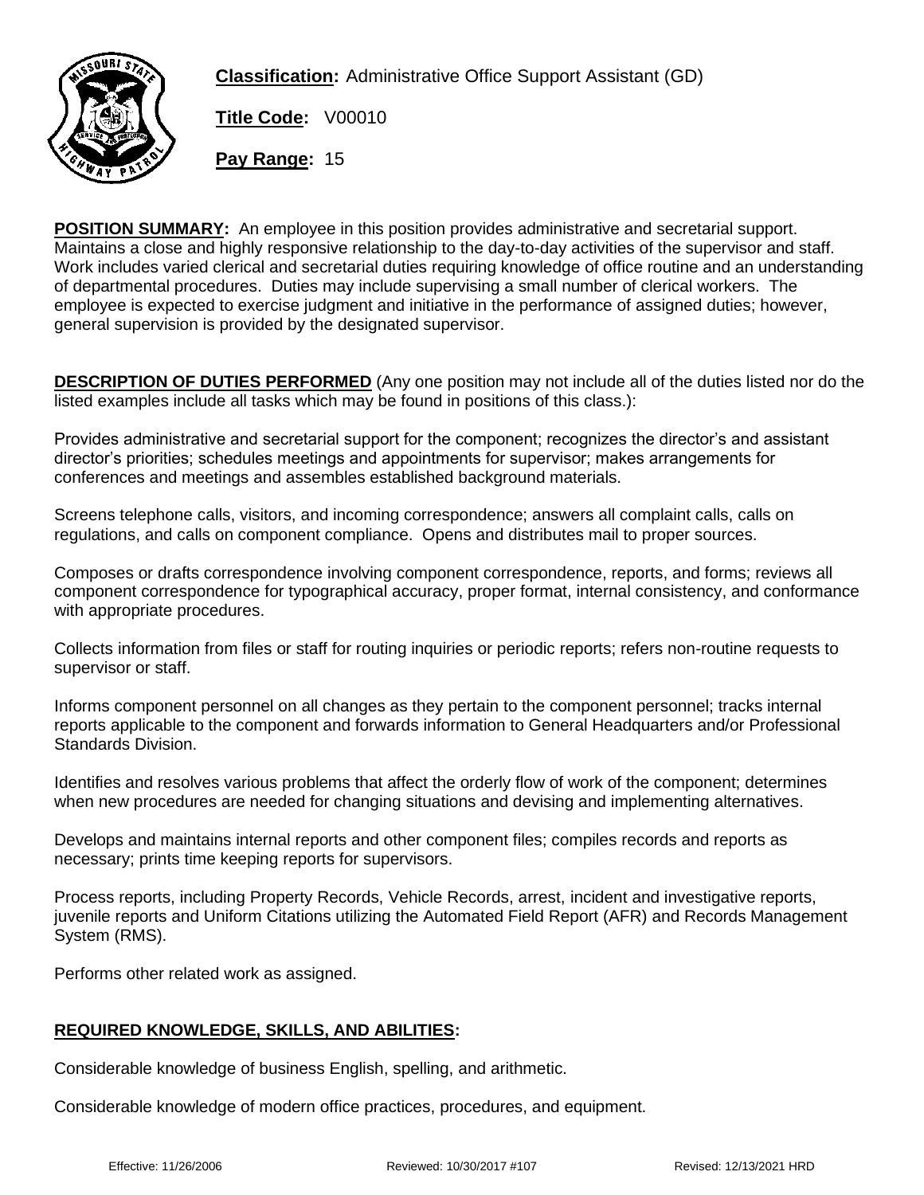**Classification:** Administrative Office Support Assistant (GD)

**Title Code:** V00010

**Pay Range:** 15

**POSITION SUMMARY:** An employee in this position provides administrative and secretarial support. Maintains a close and highly responsive relationship to the day-to-day activities of the supervisor and staff. Work includes varied clerical and secretarial duties requiring knowledge of office routine and an understanding of departmental procedures. Duties may include supervising a small number of clerical workers. The employee is expected to exercise judgment and initiative in the performance of assigned duties; however, general supervision is provided by the designated supervisor.

**DESCRIPTION OF DUTIES PERFORMED** (Any one position may not include all of the duties listed nor do the listed examples include all tasks which may be found in positions of this class.):

Provides administrative and secretarial support for the component; recognizes the director's and assistant director's priorities; schedules meetings and appointments for supervisor; makes arrangements for conferences and meetings and assembles established background materials.

Screens telephone calls, visitors, and incoming correspondence; answers all complaint calls, calls on regulations, and calls on component compliance. Opens and distributes mail to proper sources.

Composes or drafts correspondence involving component correspondence, reports, and forms; reviews all component correspondence for typographical accuracy, proper format, internal consistency, and conformance with appropriate procedures.

Collects information from files or staff for routing inquiries or periodic reports; refers non-routine requests to supervisor or staff.

Informs component personnel on all changes as they pertain to the component personnel; tracks internal reports applicable to the component and forwards information to General Headquarters and/or Professional Standards Division.

Identifies and resolves various problems that affect the orderly flow of work of the component; determines when new procedures are needed for changing situations and devising and implementing alternatives.

Develops and maintains internal reports and other component files; compiles records and reports as necessary; prints time keeping reports for supervisors.

Process reports, including Property Records, Vehicle Records, arrest, incident and investigative reports, juvenile reports and Uniform Citations utilizing the Automated Field Report (AFR) and Records Management System (RMS).

Performs other related work as assigned.

**REQUIRED KNOWLEDGE, SKILLS, AND ABILITIES:**

Considerable knowledge of business English, spelling, and arithmetic.

Considerable knowledge of modern office practices, procedures, and equipment.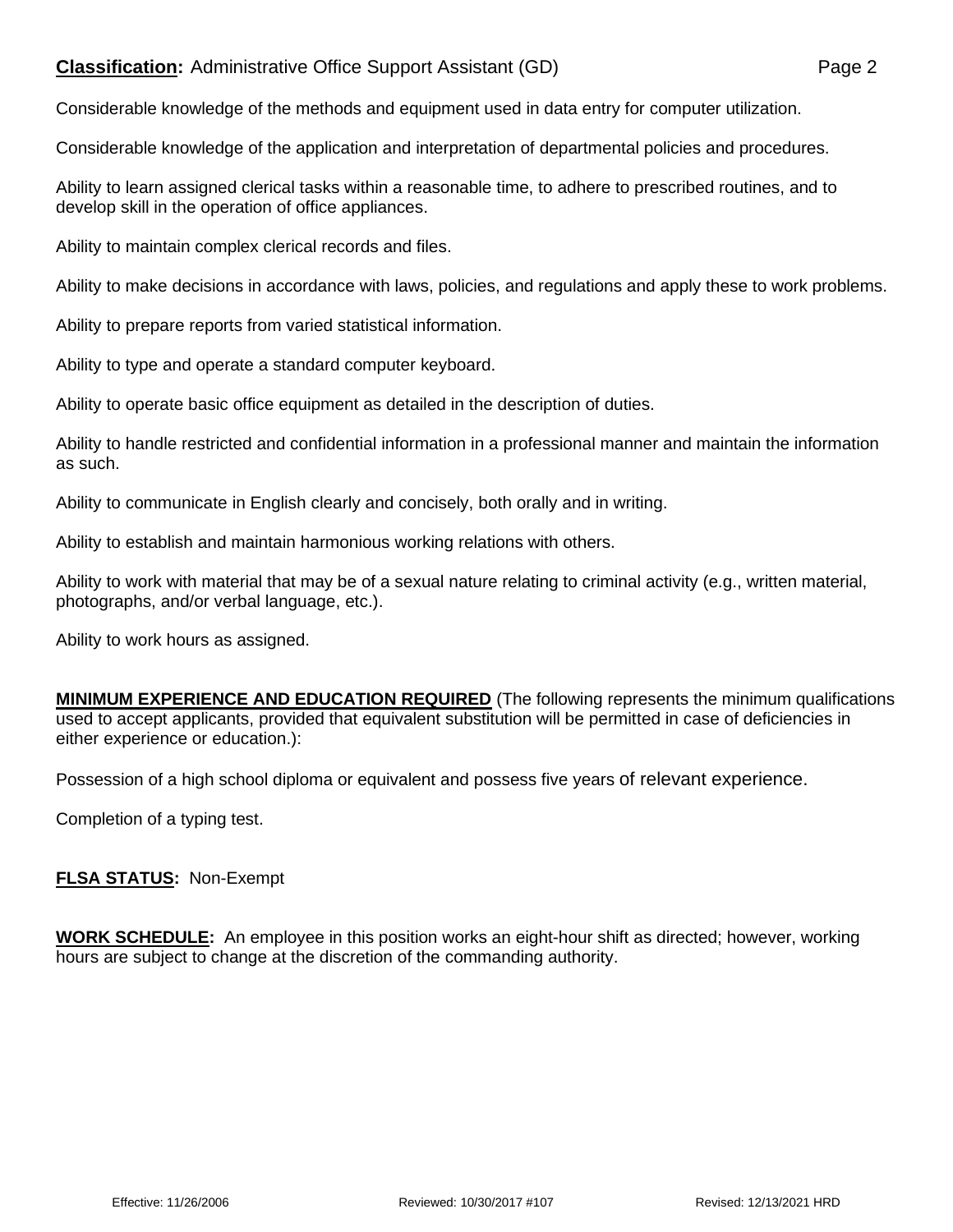Considerable knowledge of the methods and equipment used in data entry for computer utilization.

Considerable knowledge of the application and interpretation of departmental policies and procedures.

Ability to learn assigned clerical tasks within a reasonable time, to adhere to prescribed routines, and to develop skill in the operation of office appliances.

Ability to maintain complex clerical records and files.

Ability to make decisions in accordance with laws, policies, and regulations and apply these to work problems.

Ability to prepare reports from varied statistical information.

Ability to type and operate a standard computer keyboard.

Ability to operate basic office equipment as detailed in the description of duties.

Ability to handle restricted and confidential information in a professional manner and maintain the information as such.

Ability to communicate in English clearly and concisely, both orally and in writing.

Ability to establish and maintain harmonious working relations with others.

Ability to work with material that may be of a sexual nature relating to criminal activity (e.g., written material, photographs, and/or verbal language, etc.).

Ability to work hours as assigned.

**MINIMUM EXPERIENCE AND EDUCATION REQUIRED** (The following represents the minimum qualifications used to accept applicants, provided that equivalent substitution will be permitted in case of deficiencies in either experience or education.):

Possession of a high school diploma or equivalent and possess five years of relevant experience.

Completion of a typing test.

**FLSA STATUS:** Non-Exempt

**WORK SCHEDULE:** An employee in this position works an eight-hour shift as directed; however, working hours are subject to change at the discretion of the commanding authority.

Effective: 11/26/2006 Reviewed: 10/30/2017 #107 Revised: 12/13/2021 HRD